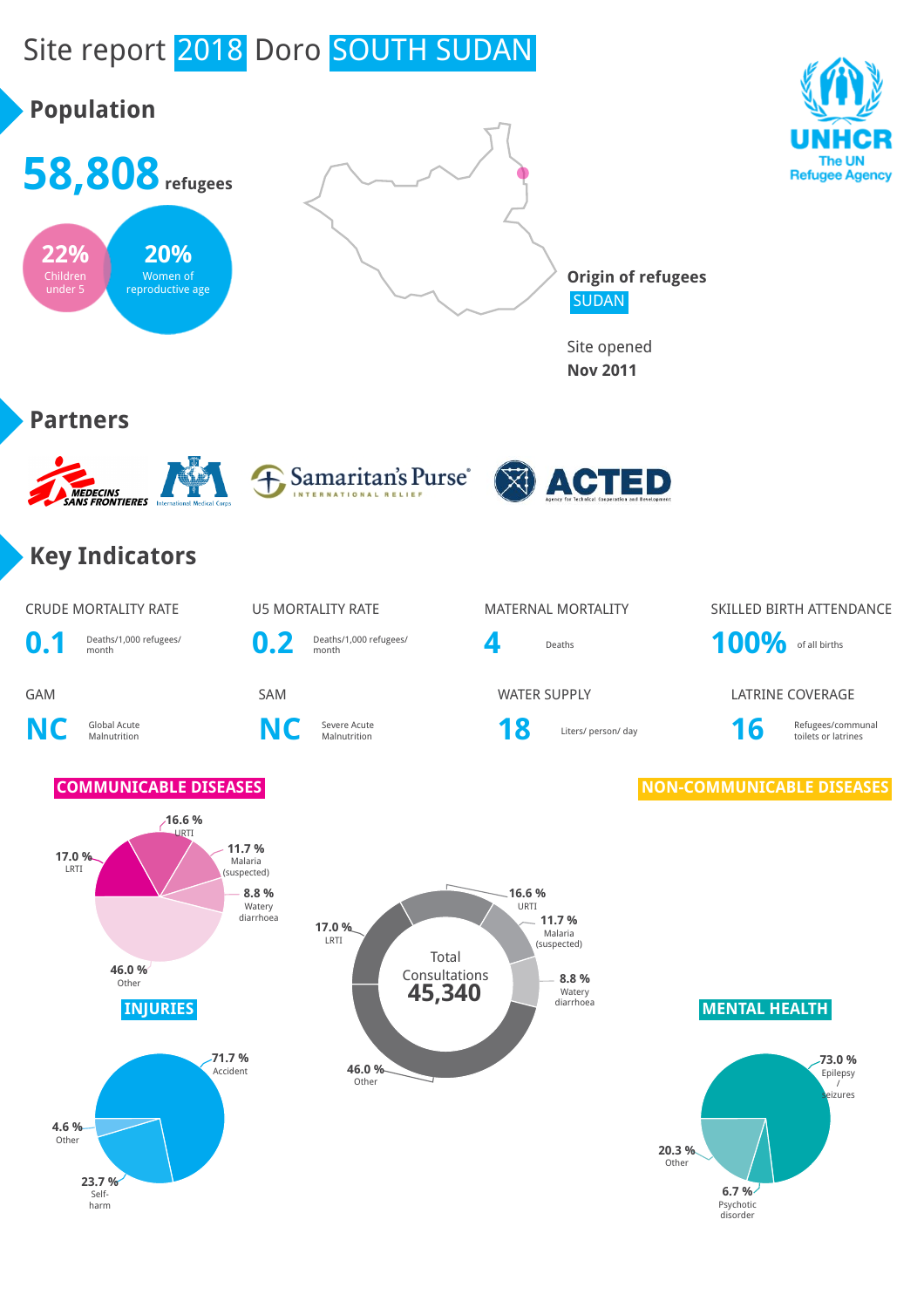# Site report 2018 Doro SOUTH SUDAN

UNHCR
The UN Refugee Agency

## Population

**58,808** refugees

**22%** Children under 5

**20%** Women of reproductive age

**Origin of refugees**
SUDAN

Site opened
**Nov 2011**

## Partners

MEDECINS SANS FRONTIERES

International Medical Corps

Samaritan's Purse INTERNATIONAL RELIEF

ACTED Agency for Technical Cooperation and Development

## Key Indicators

| CRUDE MORTALITY RATE | U5 MORTALITY RATE | MATERNAL MORTALITY | SKILLED BIRTH ATTENDANCE |
| --- | --- | --- | --- |
| **0.1** Deaths/1,000 refugees/ month | **0.2** Deaths/1,000 refugees/ month | **4** Deaths | **100%** of all births |

| GAM | SAM | WATER SUPPLY | LATRINE COVERAGE |
| --- | --- | --- | --- |
| **NC** Global Acute Malnutrition | **NC** Severe Acute Malnutrition | **18** Liters/ person/ day | **16** Refugees/communal toilets or latrines |

### COMMUNICABLE DISEASES

- 16.6 % URTI
- 11.7 % Malaria (suspected)
- 8.8 % Watery diarrhoea
- 17.0 % LRTI
- 46.0 % Other

### NON-COMMUNICABLE DISEASES

Total Consultations **45,340**

- 16.6 % URTI
- 11.7 % Malaria (suspected)
- 8.8 % Watery diarrhoea
- 17.0 % LRTI
- 46.0 % Other

### INJURIES

- 71.7 % Accident
- 23.7 % Self-harm
- 4.6 % Other

### MENTAL HEALTH

- 73.0 % Epilepsy / seizures
- 6.7 % Psychotic disorder
- 20.3 % Other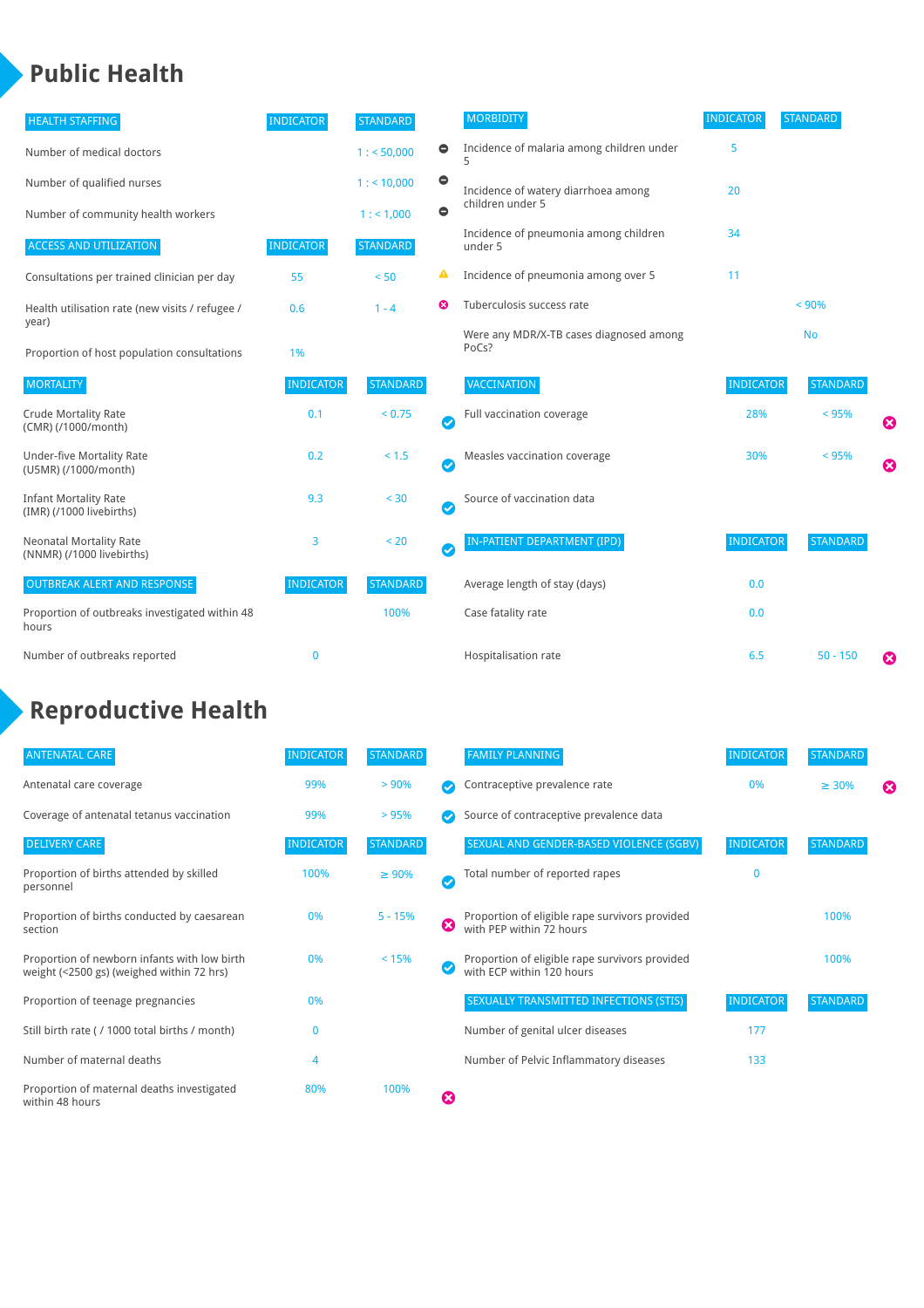# Public Health

| HEALTH STAFFING | INDICATOR | STANDARD | |
|---|---|---|---|
| Number of medical doctors | | 1 : < 50,000 | ⊖ |
| Number of qualified nurses | | 1 : < 10,000 | ⊖ |
| Number of community health workers | | 1 : < 1,000 | ⊖ |

| ACCESS AND UTILIZATION | INDICATOR | STANDARD | |
|---|---|---|---|
| Consultations per trained clinician per day | 55 | < 50 | ⚠ |
| Health utilisation rate (new visits / refugee / year) | 0.6 | 1 - 4 | ✖ |
| Proportion of host population consultations | 1% | | |

| MORTALITY | INDICATOR | STANDARD | |
|---|---|---|---|
| Crude Mortality Rate (CMR) (/1000/month) | 0.1 | < 0.75 | ✔ |
| Under-five Mortality Rate (U5MR) (/1000/month) | 0.2 | < 1.5 | ✔ |
| Infant Mortality Rate (IMR) (/1000 livebirths) | 9.3 | < 30 | ✔ |
| Neonatal Mortality Rate (NNMR) (/1000 livebirths) | 3 | < 20 | ✔ |

| OUTBREAK ALERT AND RESPONSE | INDICATOR | STANDARD | |
|---|---|---|---|
| Proportion of outbreaks investigated within 48 hours | | 100% | |
| Number of outbreaks reported | 0 | | |

| MORBIDITY | INDICATOR | STANDARD | |
|---|---|---|---|
| Incidence of malaria among children under 5 | 5 | | |
| Incidence of watery diarrhoea among children under 5 | 20 | | |
| Incidence of pneumonia among children under 5 | 34 | | |
| Incidence of pneumonia among over 5 | 11 | | |
| Tuberculosis success rate | | < 90% | |
| Were any MDR/X-TB cases diagnosed among PoCs? | | No | |

| VACCINATION | INDICATOR | STANDARD | |
|---|---|---|---|
| Full vaccination coverage | 28% | < 95% | ✖ |
| Measles vaccination coverage | 30% | < 95% | ✖ |
| Source of vaccination data | | | |

| IN-PATIENT DEPARTMENT (IPD) | INDICATOR | STANDARD | |
|---|---|---|---|
| Average length of stay (days) | 0.0 | | |
| Case fatality rate | 0.0 | | |
| Hospitalisation rate | 6.5 | 50 - 150 | ✖ |

# Reproductive Health

| ANTENATAL CARE | INDICATOR | STANDARD | |
|---|---|---|---|
| Antenatal care coverage | 99% | > 90% | ✔ |
| Coverage of antenatal tetanus vaccination | 99% | > 95% | ✔ |

| DELIVERY CARE | INDICATOR | STANDARD | |
|---|---|---|---|
| Proportion of births attended by skilled personnel | 100% | ≥ 90% | ✔ |
| Proportion of births conducted by caesarean section | 0% | 5 - 15% | ✖ |
| Proportion of newborn infants with low birth weight (<2500 gs) (weighed within 72 hrs) | 0% | < 15% | ✔ |
| Proportion of teenage pregnancies | 0% | | |
| Still birth rate ( / 1000 total births / month) | 0 | | |
| Number of maternal deaths | 4 | | |
| Proportion of maternal deaths investigated within 48 hours | 80% | 100% | ✖ |

| FAMILY PLANNING | INDICATOR | STANDARD | |
|---|---|---|---|
| Contraceptive prevalence rate | 0% | ≥ 30% | ✖ |
| Source of contraceptive prevalence data | | | |

| SEXUAL AND GENDER-BASED VIOLENCE (SGBV) | INDICATOR | STANDARD |
|---|---|---|
| Total number of reported rapes | 0 | |
| Proportion of eligible rape survivors provided with PEP within 72 hours | | 100% |
| Proportion of eligible rape survivors provided with ECP within 120 hours | | 100% |

| SEXUALLY TRANSMITTED INFECTIONS (STIS) | INDICATOR | STANDARD |
|---|---|---|
| Number of genital ulcer diseases | 177 | |
| Number of Pelvic Inflammatory diseases | 133 | |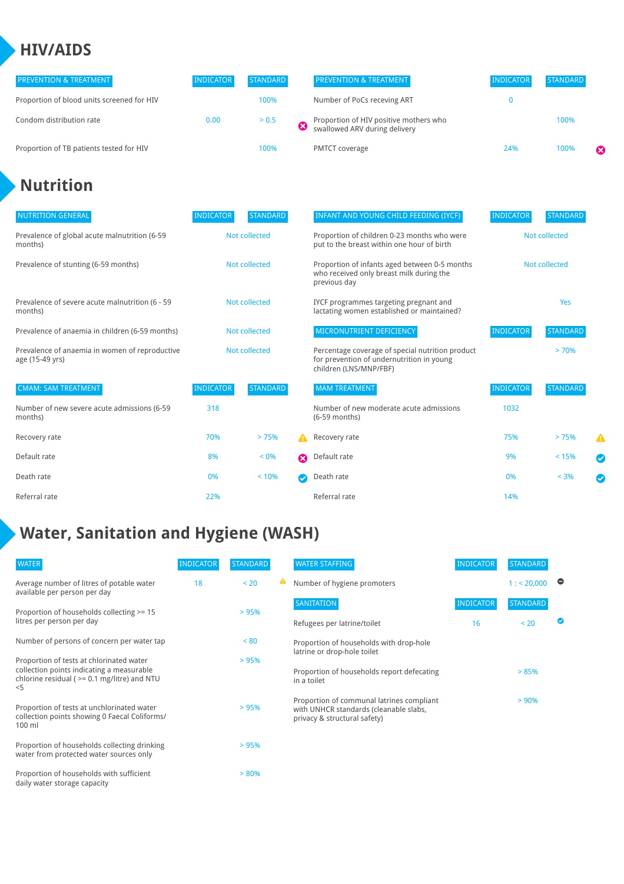# HIV/AIDS

| PREVENTION & TREATMENT | INDICATOR | STANDARD | |
|---|---|---|---|
| Proportion of blood units screened for HIV | | 100% | |
| Condom distribution rate | 0.00 | > 0.5 | ✖ |
| Proportion of TB patients tested for HIV | | 100% | |

| PREVENTION & TREATMENT | INDICATOR | STANDARD | |
|---|---|---|---|
| Number of PoCs receving ART | 0 | | |
| Proportion of HIV positive mothers who swallowed ARV during delivery | | 100% | |
| PMTCT coverage | 24% | 100% | ✖ |

# Nutrition

| NUTRITION GENERAL | INDICATOR | STANDARD |
|---|---|---|
| Prevalence of global acute malnutrition (6-59 months) | Not collected | |
| Prevalence of stunting (6-59 months) | Not collected | |
| Prevalence of severe acute malnutrition (6 - 59 months) | Not collected | |
| Prevalence of anaemia in children (6-59 months) | Not collected | |
| Prevalence of anaemia in women of reproductive age (15-49 yrs) | Not collected | |

| INFANT AND YOUNG CHILD FEEDING (IYCF) | INDICATOR | STANDARD |
|---|---|---|
| Proportion of children 0-23 months who were put to the breast within one hour of birth | Not collected | |
| Proportion of infants aged between 0-5 months who received only breast milk during the previous day | Not collected | |
| IYCF programmes targeting pregnant and lactating women established or maintained? | | Yes |

| MICRONUTRIENT DEFICIENCY | INDICATOR | STANDARD |
|---|---|---|
| Percentage coverage of special nutrition product for prevention of undernutrition in young children (LNS/MNP/FBF) | | > 70% |

| CMAM: SAM TREATMENT | INDICATOR | STANDARD | |
|---|---|---|---|
| Number of new severe acute admissions (6-59 months) | 318 | | |
| Recovery rate | 70% | > 75% | ⚠ |
| Default rate | 8% | < 0% | ✖ |
| Death rate | 0% | < 10% | ✔ |
| Referral rate | 22% | | |

| MAM TREATMENT | INDICATOR | STANDARD | |
|---|---|---|---|
| Number of new moderate acute admissions (6-59 months) | 1032 | | |
| Recovery rate | 75% | > 75% | ⚠ |
| Default rate | 9% | < 15% | ✔ |
| Death rate | 0% | < 3% | ✔ |
| Referral rate | 14% | | |

# Water, Sanitation and Hygiene (WASH)

| WATER | INDICATOR | STANDARD | |
|---|---|---|---|
| Average number of litres of potable water available per person per day | 18 | < 20 | ⚠ |
| Proportion of households collecting >= 15 litres per person per day | | > 95% | |
| Number of persons of concern per water tap | | < 80 | |
| Proportion of tests at chlorinated water collection points indicating a measurable chlorine residual ( >= 0.1 mg/litre) and NTU <5 | | > 95% | |
| Proportion of tests at unchlorinated water collection points showing 0 Faecal Coliforms/ 100 ml | | > 95% | |
| Proportion of households collecting drinking water from protected water sources only | | > 95% | |
| Proportion of households with sufficient daily water storage capacity | | > 80% | |

| WATER STAFFING | INDICATOR | STANDARD | |
|---|---|---|---|
| Number of hygiene promoters | | 1 : < 20,000 | ● |

| SANITATION | INDICATOR | STANDARD | |
|---|---|---|---|
| Refugees per latrine/toilet | 16 | < 20 | ✔ |
| Proportion of households with drop-hole latrine or drop-hole toilet | | | |
| Proportion of households report defecating in a toilet | | > 85% | |
| Proportion of communal latrines compliant with UNHCR standards (cleanable slabs, privacy & structural safety) | | > 90% | |